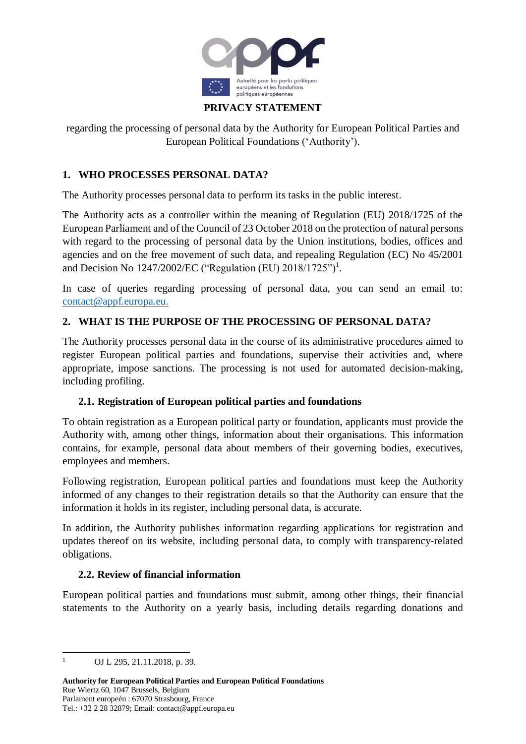Autorité pour les partis politiques européens et les fondations politiques européennes

**PRIVACY STATEMENT**

regarding the processing of personal data by the Authority for European Political Parties and European Political Foundations ('Authority').

## 1. WHO PROCESSES PERSONAL DATA?

The Authority processes personal data to perform its tasks in the public interest.

The Authority acts as a controller within the meaning of Regulation (EU) 2018/1725 of the European Parliament and of the Council of 23 October 2018 on the protection of natural persons with regard to the processing of personal data by the Union institutions, bodies, offices and agencies and on the free movement of such data, and repealing Regulation (EC) No 45/2001 and Decision No 1247/2002/EC ("Regulation (EU) 2018/1725")[1].

In case of queries regarding processing of personal data, you can send an email to: contact@appf.europa.eu.

## 2. WHAT IS THE PURPOSE OF THE PROCESSING OF PERSONAL DATA?

The Authority processes personal data in the course of its administrative procedures aimed to register European political parties and foundations, supervise their activities and, where appropriate, impose sanctions. The processing is not used for automated decision-making, including profiling.

### 2.1. Registration of European political parties and foundations

To obtain registration as a European political party or foundation, applicants must provide the Authority with, among other things, information about their organisations. This information contains, for example, personal data about members of their governing bodies, executives, employees and members.

Following registration, European political parties and foundations must keep the Authority informed of any changes to their registration details so that the Authority can ensure that the information it holds in its register, including personal data, is accurate.

In addition, the Authority publishes information regarding applications for registration and updates thereof on its website, including personal data, to comply with transparency-related obligations.

### 2.2. Review of financial information

European political parties and foundations must submit, among other things, their financial statements to the Authority on a yearly basis, including details regarding donations and

[1] OJ L 295, 21.11.2018, p. 39.

**Authority for European Political Parties and European Political Foundations**
Rue Wiertz 60, 1047 Brussels, Belgium
Parlament européen : 67070 Strasbourg, France
Tel.: +32 2 28 32879; Email: contact@appf.europa.eu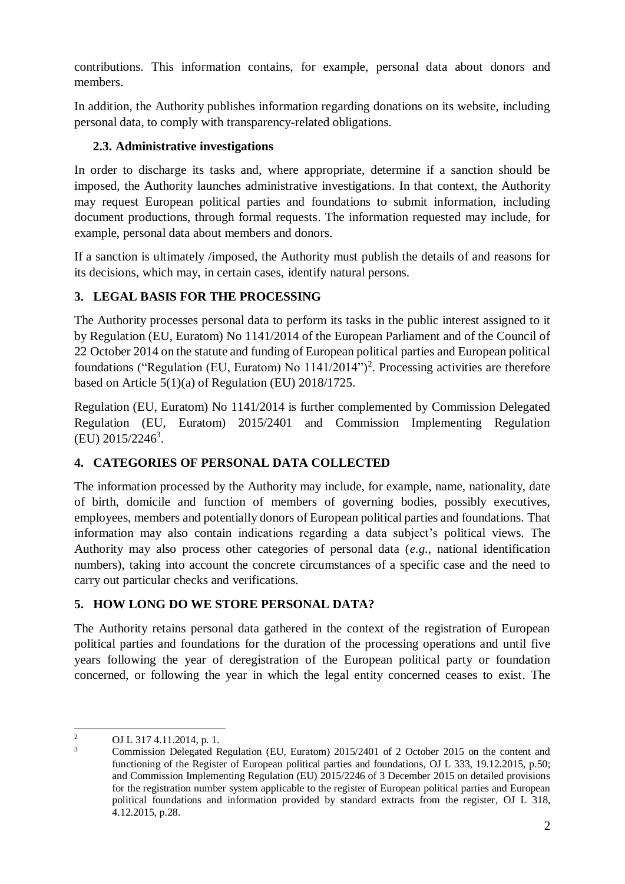contributions. This information contains, for example, personal data about donors and members.

In addition, the Authority publishes information regarding donations on its website, including personal data, to comply with transparency-related obligations.

### 2.3. Administrative investigations

In order to discharge its tasks and, where appropriate, determine if a sanction should be imposed, the Authority launches administrative investigations. In that context, the Authority may request European political parties and foundations to submit information, including document productions, through formal requests. The information requested may include, for example, personal data about members and donors.

If a sanction is ultimately /imposed, the Authority must publish the details of and reasons for its decisions, which may, in certain cases, identify natural persons.

## 3. LEGAL BASIS FOR THE PROCESSING

The Authority processes personal data to perform its tasks in the public interest assigned to it by Regulation (EU, Euratom) No 1141/2014 of the European Parliament and of the Council of 22 October 2014 on the statute and funding of European political parties and European political foundations ("Regulation (EU, Euratom) No 1141/2014")[2]. Processing activities are therefore based on Article 5(1)(a) of Regulation (EU) 2018/1725.

Regulation (EU, Euratom) No 1141/2014 is further complemented by Commission Delegated Regulation (EU, Euratom) 2015/2401 and Commission Implementing Regulation (EU) 2015/2246[3].

## 4. CATEGORIES OF PERSONAL DATA COLLECTED

The information processed by the Authority may include, for example, name, nationality, date of birth, domicile and function of members of governing bodies, possibly executives, employees, members and potentially donors of European political parties and foundations. That information may also contain indications regarding a data subject's political views. The Authority may also process other categories of personal data (*e.g.*, national identification numbers), taking into account the concrete circumstances of a specific case and the need to carry out particular checks and verifications.

## 5. HOW LONG DO WE STORE PERSONAL DATA?

The Authority retains personal data gathered in the context of the registration of European political parties and foundations for the duration of the processing operations and until five years following the year of deregistration of the European political party or foundation concerned, or following the year in which the legal entity concerned ceases to exist. The

---

[2] OJ L 317 4.11.2014, p. 1.

[3] Commission Delegated Regulation (EU, Euratom) 2015/2401 of 2 October 2015 on the content and functioning of the Register of European political parties and foundations, OJ L 333, 19.12.2015, p.50; and Commission Implementing Regulation (EU) 2015/2246 of 3 December 2015 on detailed provisions for the registration number system applicable to the register of European political parties and European political foundations and information provided by standard extracts from the register, OJ L 318, 4.12.2015, p.28.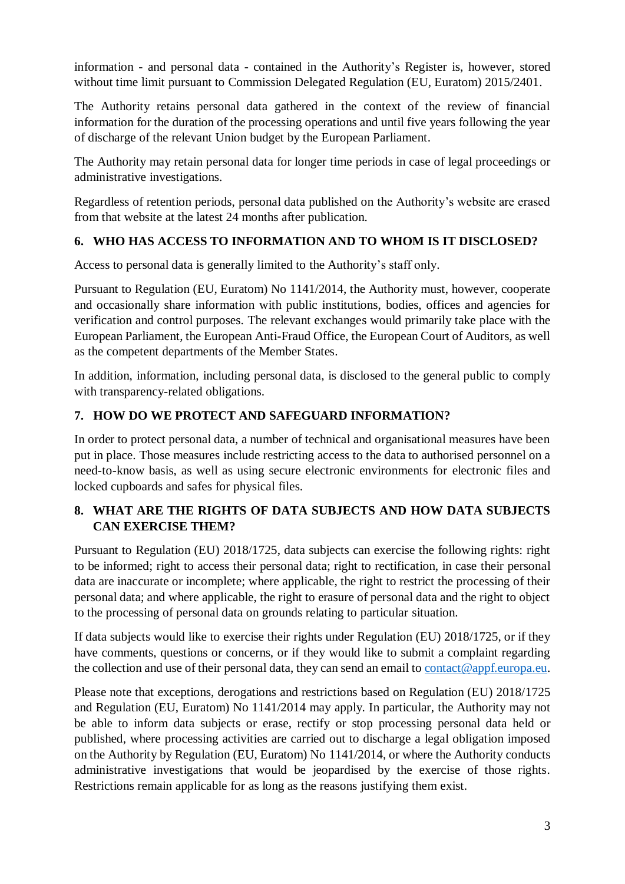information - and personal data - contained in the Authority's Register is, however, stored without time limit pursuant to Commission Delegated Regulation (EU, Euratom) 2015/2401.

The Authority retains personal data gathered in the context of the review of financial information for the duration of the processing operations and until five years following the year of discharge of the relevant Union budget by the European Parliament.

The Authority may retain personal data for longer time periods in case of legal proceedings or administrative investigations.

Regardless of retention periods, personal data published on the Authority's website are erased from that website at the latest 24 months after publication.

## 6. WHO HAS ACCESS TO INFORMATION AND TO WHOM IS IT DISCLOSED?

Access to personal data is generally limited to the Authority's staff only.

Pursuant to Regulation (EU, Euratom) No 1141/2014, the Authority must, however, cooperate and occasionally share information with public institutions, bodies, offices and agencies for verification and control purposes. The relevant exchanges would primarily take place with the European Parliament, the European Anti-Fraud Office, the European Court of Auditors, as well as the competent departments of the Member States.

In addition, information, including personal data, is disclosed to the general public to comply with transparency-related obligations.

## 7. HOW DO WE PROTECT AND SAFEGUARD INFORMATION?

In order to protect personal data, a number of technical and organisational measures have been put in place. Those measures include restricting access to the data to authorised personnel on a need-to-know basis, as well as using secure electronic environments for electronic files and locked cupboards and safes for physical files.

## 8. WHAT ARE THE RIGHTS OF DATA SUBJECTS AND HOW DATA SUBJECTS CAN EXERCISE THEM?

Pursuant to Regulation (EU) 2018/1725, data subjects can exercise the following rights: right to be informed; right to access their personal data; right to rectification, in case their personal data are inaccurate or incomplete; where applicable, the right to restrict the processing of their personal data; and where applicable, the right to erasure of personal data and the right to object to the processing of personal data on grounds relating to particular situation.

If data subjects would like to exercise their rights under Regulation (EU) 2018/1725, or if they have comments, questions or concerns, or if they would like to submit a complaint regarding the collection and use of their personal data, they can send an email to contact@appf.europa.eu.

Please note that exceptions, derogations and restrictions based on Regulation (EU) 2018/1725 and Regulation (EU, Euratom) No 1141/2014 may apply. In particular, the Authority may not be able to inform data subjects or erase, rectify or stop processing personal data held or published, where processing activities are carried out to discharge a legal obligation imposed on the Authority by Regulation (EU, Euratom) No 1141/2014, or where the Authority conducts administrative investigations that would be jeopardised by the exercise of those rights. Restrictions remain applicable for as long as the reasons justifying them exist.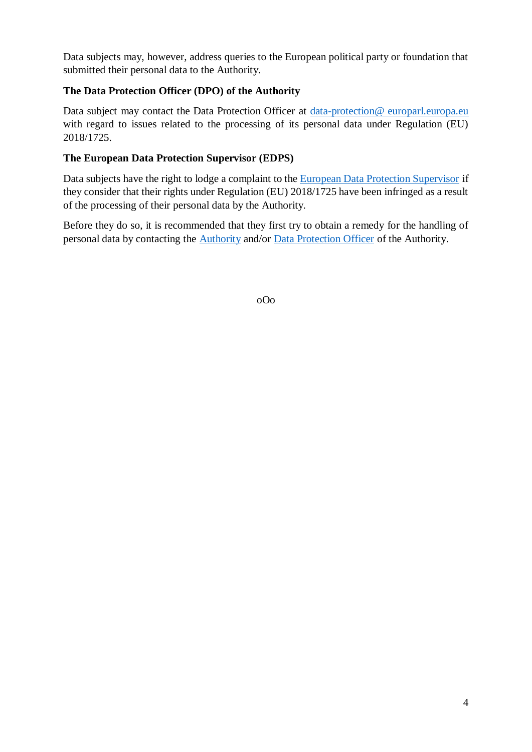Data subjects may, however, address queries to the European political party or foundation that submitted their personal data to the Authority.

**The Data Protection Officer (DPO) of the Authority**

Data subject may contact the Data Protection Officer at data-protection@ europarl.europa.eu with regard to issues related to the processing of its personal data under Regulation (EU) 2018/1725.

**The European Data Protection Supervisor (EDPS)**

Data subjects have the right to lodge a complaint to the European Data Protection Supervisor if they consider that their rights under Regulation (EU) 2018/1725 have been infringed as a result of the processing of their personal data by the Authority.

Before they do so, it is recommended that they first try to obtain a remedy for the handling of personal data by contacting the Authority and/or Data Protection Officer of the Authority.

oOo